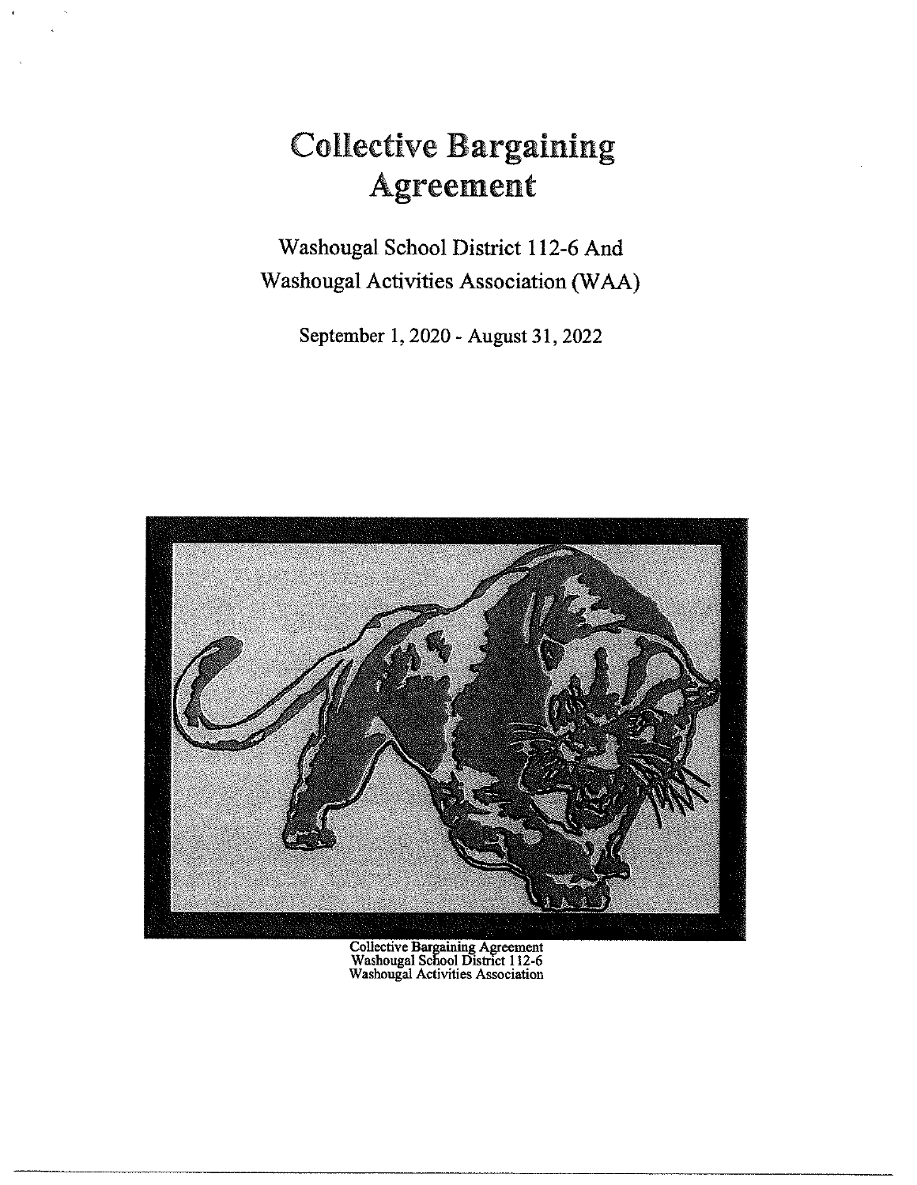# Collective Bargaining Agreement

Washougal School District 112-6 And
Washougal Activities Association (WAA)

September 1, 2020 - August 31, 2022

Collective Bargaining Agreement
Washougal School District 112-6
Washougal Activities Association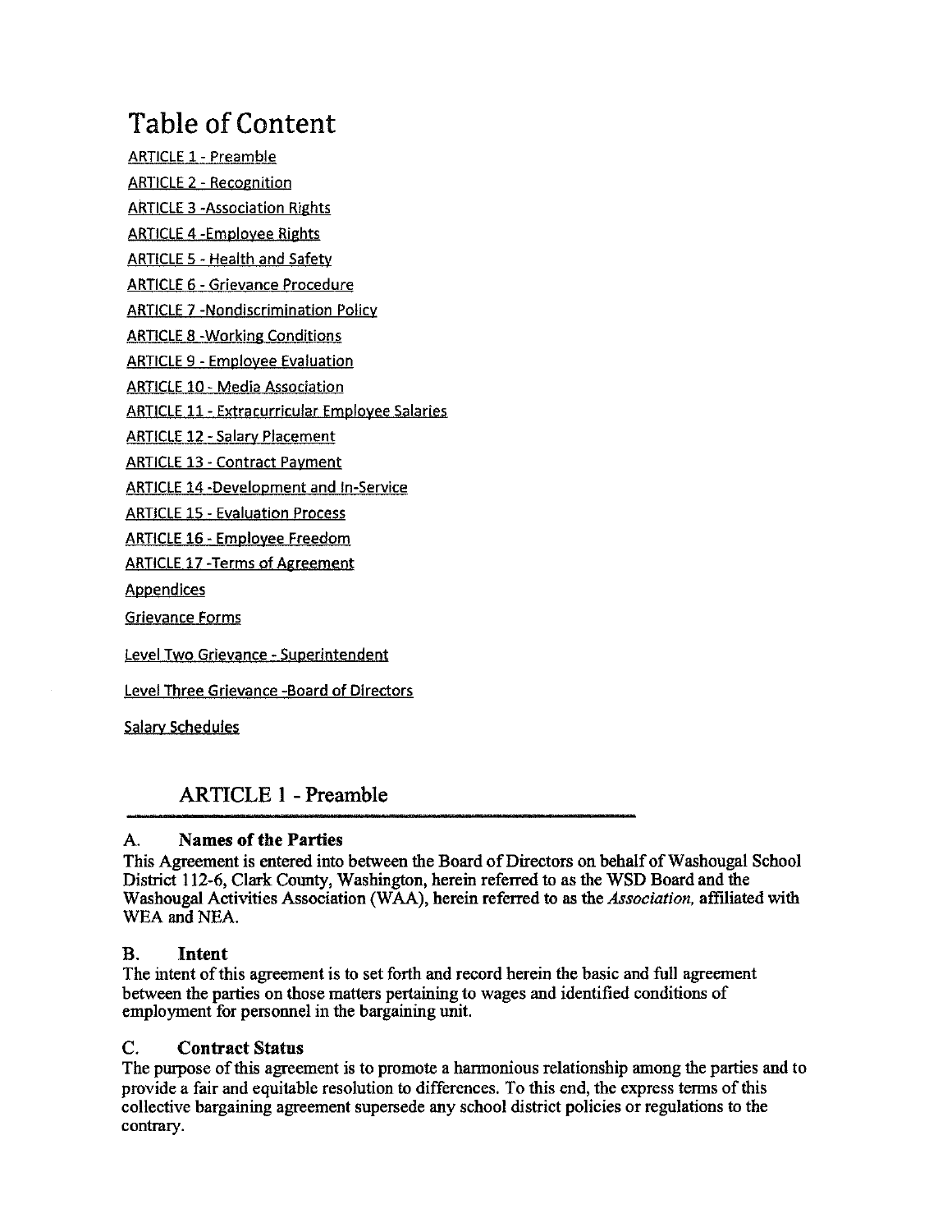# Table of Content

ARTICLE 1 - Preamble

ARTICLE 2 - Recognition

ARTICLE 3 -Association Rights

ARTICLE 4 -Employee Rights

ARTICLE 5 - Health and Safety

ARTICLE 6 - Grievance Procedure

ARTICLE 7 -Nondiscrimination Policy

ARTICLE 8 -Working Conditions

ARTICLE 9 - Employee Evaluation

ARTICLE 10 - Media Association

ARTICLE 11 - Extracurricular Employee Salaries

ARTICLE 12 - Salary Placement

ARTICLE 13 - Contract Payment

ARTICLE 14 -Development and In-Service

ARTICLE 15 - Evaluation Process

ARTICLE 16 - Employee Freedom

ARTICLE 17 -Terms of Agreement

Appendices

Grievance Forms

Level Two Grievance - Superintendent

Level Three Grievance -Board of Directors

Salary Schedules

## ARTICLE 1 - Preamble

### A. Names of the Parties

This Agreement is entered into between the Board of Directors on behalf of Washougal School District 112-6, Clark County, Washington, herein referred to as the WSD Board and the Washougal Activities Association (WAA), herein referred to as the *Association,* affiliated with WEA and NEA.

### B. Intent

The intent of this agreement is to set forth and record herein the basic and full agreement between the parties on those matters pertaining to wages and identified conditions of employment for personnel in the bargaining unit.

### C. Contract Status

The purpose of this agreement is to promote a harmonious relationship among the parties and to provide a fair and equitable resolution to differences. To this end, the express terms of this collective bargaining agreement supersede any school district policies or regulations to the contrary.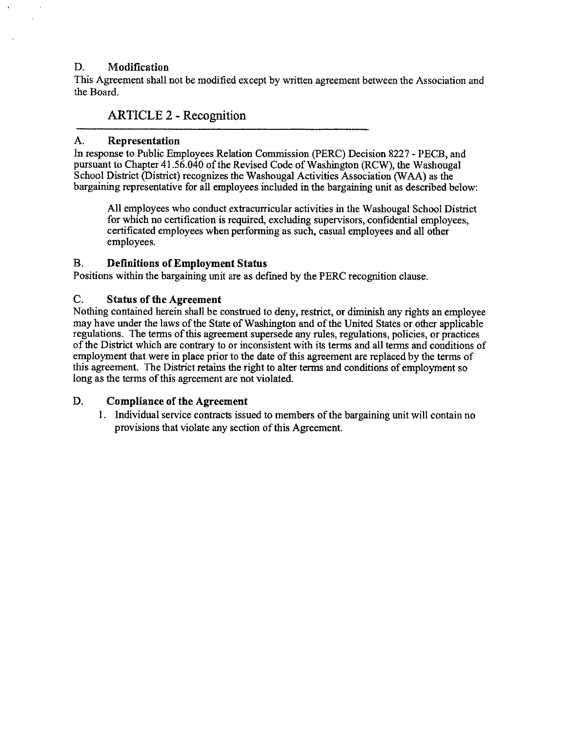### D. Modification

This Agreement shall not be modified except by written agreement between the Association and the Board.

## ARTICLE 2 - Recognition

### A. Representation

In response to Public Employees Relation Commission (PERC) Decision 8227 - PECB, and pursuant to Chapter 41.56.040 of the Revised Code of Washington (RCW), the Washougal School District (District) recognizes the Washougal Activities Association (WAA) as the bargaining representative for all employees included in the bargaining unit as described below:

> All employees who conduct extracurricular activities in the Washougal School District for which no certification is required, excluding supervisors, confidential employees, certificated employees when performing as such, casual employees and all other employees.

### B. Definitions of Employment Status

Positions within the bargaining unit are as defined by the PERC recognition clause.

### C. Status of the Agreement

Nothing contained herein shall be construed to deny, restrict, or diminish any rights an employee may have under the laws of the State of Washington and of the United States or other applicable regulations. The terms of this agreement supersede any rules, regulations, policies, or practices of the District which are contrary to or inconsistent with its terms and all terms and conditions of employment that were in place prior to the date of this agreement are replaced by the terms of this agreement. The District retains the right to alter terms and conditions of employment so long as the terms of this agreement are not violated.

### D. Compliance of the Agreement

1. Individual service contracts issued to members of the bargaining unit will contain no provisions that violate any section of this Agreement.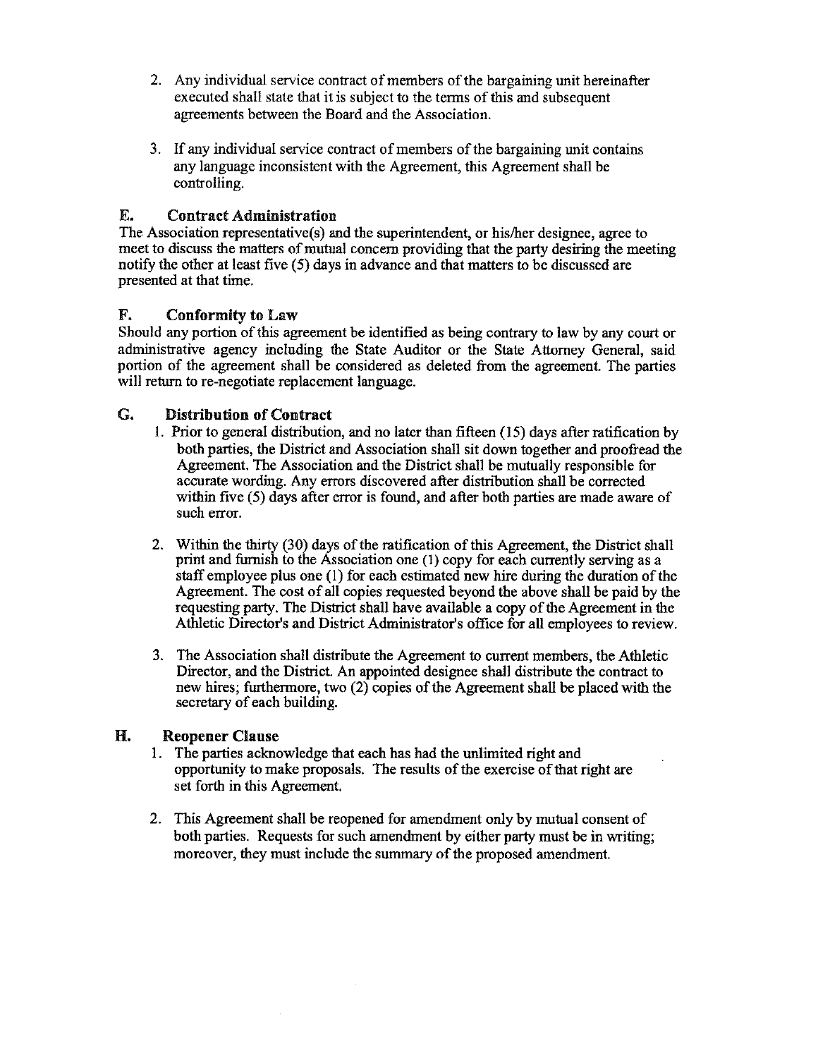2. Any individual service contract of members of the bargaining unit hereinafter executed shall state that it is subject to the terms of this and subsequent agreements between the Board and the Association.

3. If any individual service contract of members of the bargaining unit contains any language inconsistent with the Agreement, this Agreement shall be controlling.

## E. Contract Administration

The Association representative(s) and the superintendent, or his/her designee, agree to meet to discuss the matters of mutual concern providing that the party desiring the meeting notify the other at least five (5) days in advance and that matters to be discussed are presented at that time.

## F. Conformity to Law

Should any portion of this agreement be identified as being contrary to law by any court or administrative agency including the State Auditor or the State Attorney General, said portion of the agreement shall be considered as deleted from the agreement. The parties will return to re-negotiate replacement language.

## G. Distribution of Contract

1. Prior to general distribution, and no later than fifteen (15) days after ratification by both parties, the District and Association shall sit down together and proofread the Agreement. The Association and the District shall be mutually responsible for accurate wording. Any errors discovered after distribution shall be corrected within five (5) days after error is found, and after both parties are made aware of such error.

2. Within the thirty (30) days of the ratification of this Agreement, the District shall print and furnish to the Association one (1) copy for each currently serving as a staff employee plus one (1) for each estimated new hire during the duration of the Agreement. The cost of all copies requested beyond the above shall be paid by the requesting party. The District shall have available a copy of the Agreement in the Athletic Director's and District Administrator's office for all employees to review.

3. The Association shall distribute the Agreement to current members, the Athletic Director, and the District. An appointed designee shall distribute the contract to new hires; furthermore, two (2) copies of the Agreement shall be placed with the secretary of each building.

## H. Reopener Clause

1. The parties acknowledge that each has had the unlimited right and opportunity to make proposals. The results of the exercise of that right are set forth in this Agreement.

2. This Agreement shall be reopened for amendment only by mutual consent of both parties. Requests for such amendment by either party must be in writing; moreover, they must include the summary of the proposed amendment.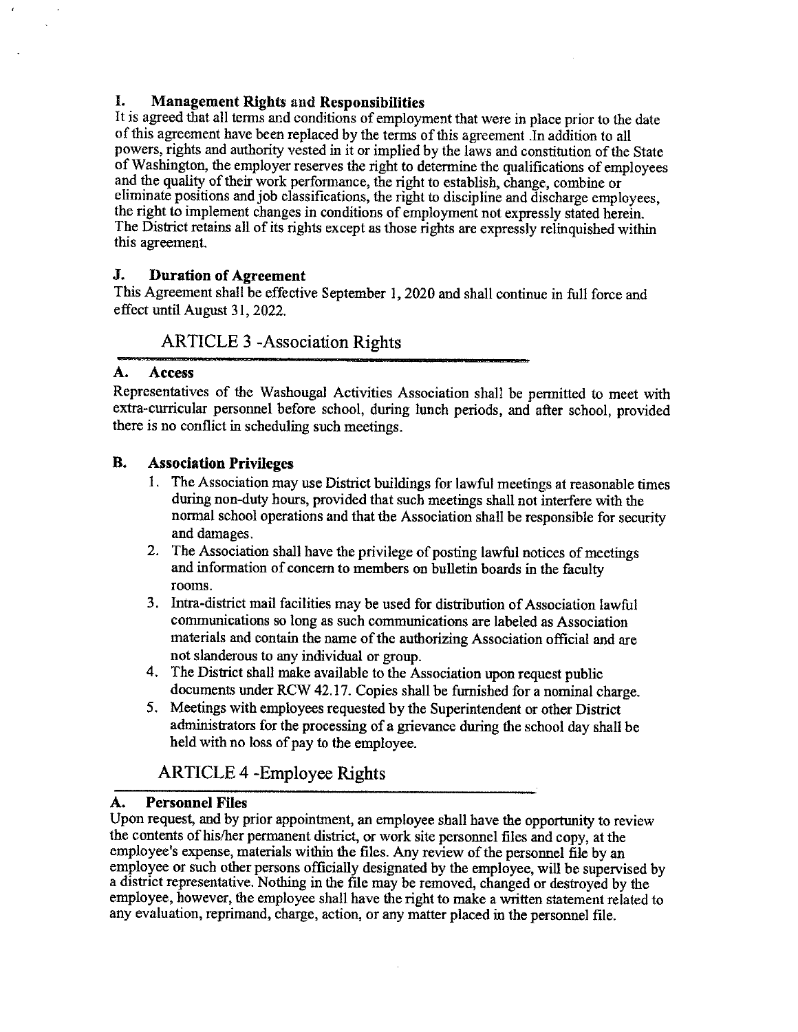### I. Management Rights and Responsibilities

It is agreed that all terms and conditions of employment that were in place prior to the date of this agreement have been replaced by the terms of this agreement .In addition to all powers, rights and authority vested in it or implied by the laws and constitution of the State of Washington, the employer reserves the right to determine the qualifications of employees and the quality of their work performance, the right to establish, change, combine or eliminate positions and job classifications, the right to discipline and discharge employees, the right to implement changes in conditions of employment not expressly stated herein. The District retains all of its rights except as those rights are expressly relinquished within this agreement.

### J. Duration of Agreement

This Agreement shall be effective September 1, 2020 and shall continue in full force and effect until August 31, 2022.

## ARTICLE 3 -Association Rights

### A. Access

Representatives of the Washougal Activities Association shall be permitted to meet with extra-curricular personnel before school, during lunch periods, and after school, provided there is no conflict in scheduling such meetings.

### B. Association Privileges

1. The Association may use District buildings for lawful meetings at reasonable times during non-duty hours, provided that such meetings shall not interfere with the normal school operations and that the Association shall be responsible for security and damages.
2. The Association shall have the privilege of posting lawful notices of meetings and information of concern to members on bulletin boards in the faculty rooms.
3. Intra-district mail facilities may be used for distribution of Association lawful communications so long as such communications are labeled as Association materials and contain the name of the authorizing Association official and are not slanderous to any individual or group.
4. The District shall make available to the Association upon request public documents under RCW 42.17. Copies shall be furnished for a nominal charge.
5. Meetings with employees requested by the Superintendent or other District administrators for the processing of a grievance during the school day shall be held with no loss of pay to the employee.

## ARTICLE 4 -Employee Rights

### A. Personnel Files

Upon request, and by prior appointment, an employee shall have the opportunity to review the contents of his/her permanent district, or work site personnel files and copy, at the employee's expense, materials within the files. Any review of the personnel file by an employee or such other persons officially designated by the employee, will be supervised by a district representative. Nothing in the file may be removed, changed or destroyed by the employee, however, the employee shall have the right to make a written statement related to any evaluation, reprimand, charge, action, or any matter placed in the personnel file.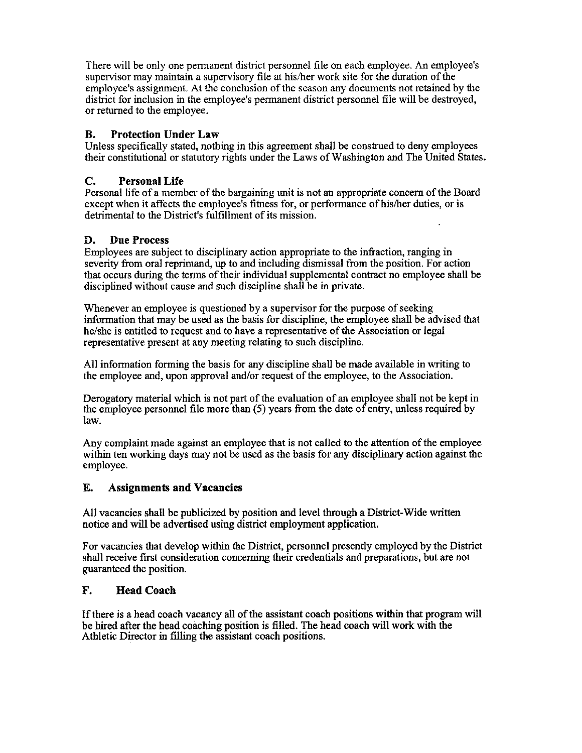There will be only one permanent district personnel file on each employee. An employee's supervisor may maintain a supervisory file at his/her work site for the duration of the employee's assignment. At the conclusion of the season any documents not retained by the district for inclusion in the employee's permanent district personnel file will be destroyed, or returned to the employee.

## B. Protection Under Law

Unless specifically stated, nothing in this agreement shall be construed to deny employees their constitutional or statutory rights under the Laws of Washington and The United States.

## C. Personal Life

Personal life of a member of the bargaining unit is not an appropriate concern of the Board except when it affects the employee's fitness for, or performance of his/her duties, or is detrimental to the District's fulfillment of its mission.

## D. Due Process

Employees are subject to disciplinary action appropriate to the infraction, ranging in severity from oral reprimand, up to and including dismissal from the position. For action that occurs during the terms of their individual supplemental contract no employee shall be disciplined without cause and such discipline shall be in private.

Whenever an employee is questioned by a supervisor for the purpose of seeking information that may be used as the basis for discipline, the employee shall be advised that he/she is entitled to request and to have a representative of the Association or legal representative present at any meeting relating to such discipline.

All information forming the basis for any discipline shall be made available in writing to the employee and, upon approval and/or request of the employee, to the Association.

Derogatory material which is not part of the evaluation of an employee shall not be kept in the employee personnel file more than (5) years from the date of entry, unless required by law.

Any complaint made against an employee that is not called to the attention of the employee within ten working days may not be used as the basis for any disciplinary action against the employee.

## E. Assignments and Vacancies

All vacancies shall be publicized by position and level through a District-Wide written notice and will be advertised using district employment application.

For vacancies that develop within the District, personnel presently employed by the District shall receive first consideration concerning their credentials and preparations, but are not guaranteed the position.

## F. Head Coach

If there is a head coach vacancy all of the assistant coach positions within that program will be hired after the head coaching position is filled. The head coach will work with the Athletic Director in filling the assistant coach positions.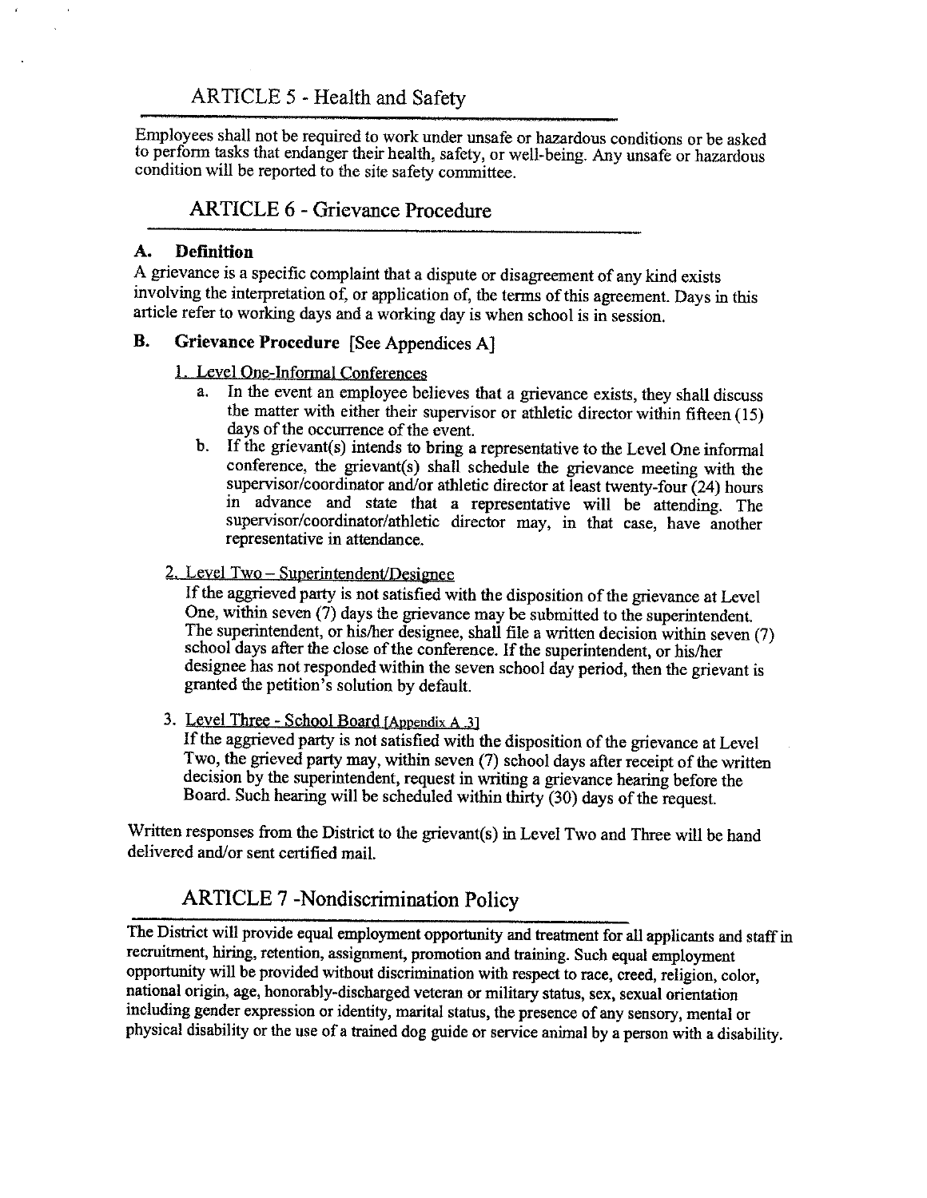## ARTICLE 5 - Health and Safety

Employees shall not be required to work under unsafe or hazardous conditions or be asked to perform tasks that endanger their health, safety, or well-being. Any unsafe or hazardous condition will be reported to the site safety committee.

## ARTICLE 6 - Grievance Procedure

### A. Definition

A grievance is a specific complaint that a dispute or disagreement of any kind exists involving the interpretation of, or application of, the terms of this agreement. Days in this article refer to working days and a working day is when school is in session.

### B. Grievance Procedure [See Appendices A]

1. Level One-Informal Conferences
   a. In the event an employee believes that a grievance exists, they shall discuss the matter with either their supervisor or athletic director within fifteen (15) days of the occurrence of the event.
   b. If the grievant(s) intends to bring a representative to the Level One informal conference, the grievant(s) shall schedule the grievance meeting with the supervisor/coordinator and/or athletic director at least twenty-four (24) hours in advance and state that a representative will be attending. The supervisor/coordinator/athletic director may, in that case, have another representative in attendance.

2. Level Two – Superintendent/Designee

   If the aggrieved party is not satisfied with the disposition of the grievance at Level One, within seven (7) days the grievance may be submitted to the superintendent. The superintendent, or his/her designee, shall file a written decision within seven (7) school days after the close of the conference. If the superintendent, or his/her designee has not responded within the seven school day period, then the grievant is granted the petition's solution by default.

3. Level Three - School Board [Appendix A .3]

   If the aggrieved party is not satisfied with the disposition of the grievance at Level Two, the grieved party may, within seven (7) school days after receipt of the written decision by the superintendent, request in writing a grievance hearing before the Board. Such hearing will be scheduled within thirty (30) days of the request.

Written responses from the District to the grievant(s) in Level Two and Three will be hand delivered and/or sent certified mail.

## ARTICLE 7 -Nondiscrimination Policy

The District will provide equal employment opportunity and treatment for all applicants and staff in recruitment, hiring, retention, assignment, promotion and training. Such equal employment opportunity will be provided without discrimination with respect to race, creed, religion, color, national origin, age, honorably-discharged veteran or military status, sex, sexual orientation including gender expression or identity, marital status, the presence of any sensory, mental or physical disability or the use of a trained dog guide or service animal by a person with a disability.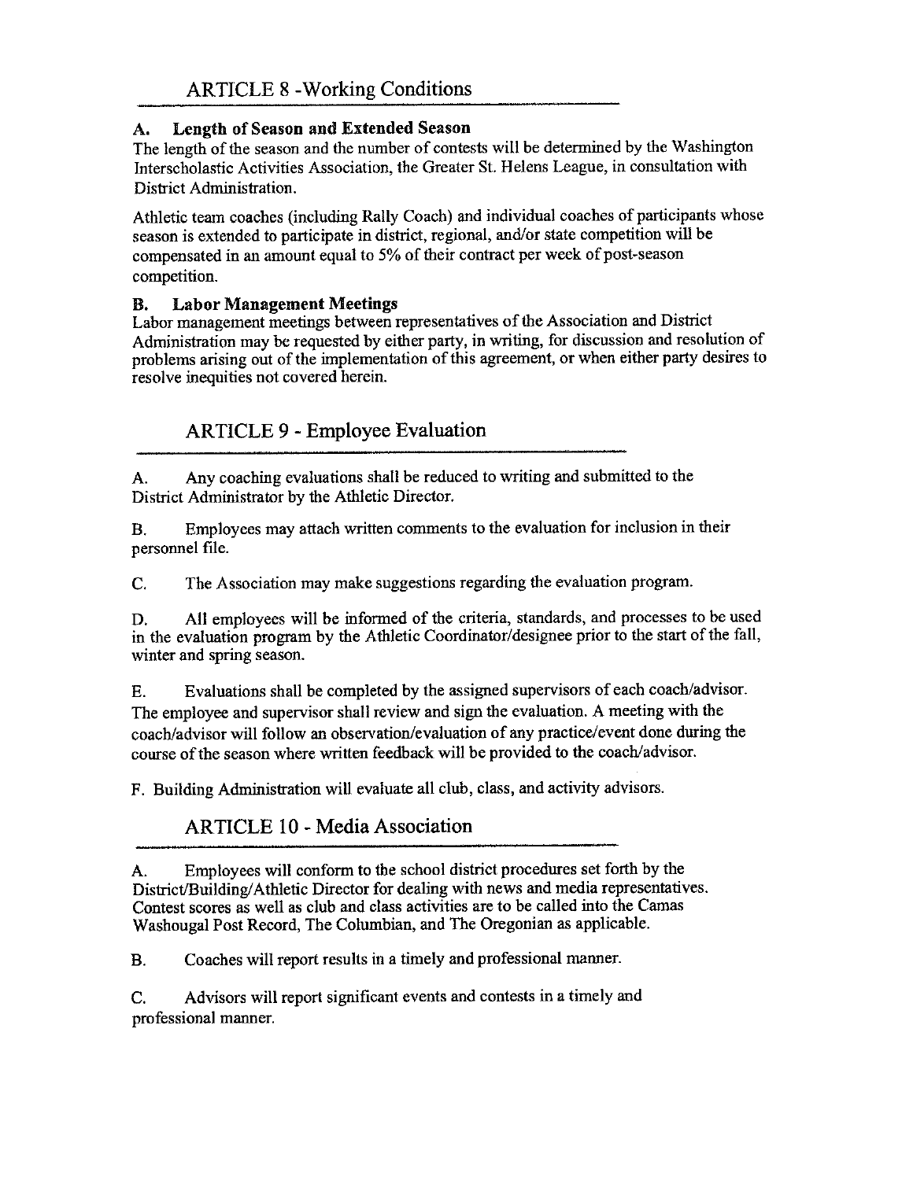## ARTICLE 8 -Working Conditions

### A. Length of Season and Extended Season

The length of the season and the number of contests will be determined by the Washington Interscholastic Activities Association, the Greater St. Helens League, in consultation with District Administration.

Athletic team coaches (including Rally Coach) and individual coaches of participants whose season is extended to participate in district, regional, and/or state competition will be compensated in an amount equal to 5% of their contract per week of post-season competition.

### B. Labor Management Meetings

Labor management meetings between representatives of the Association and District Administration may be requested by either party, in writing, for discussion and resolution of problems arising out of the implementation of this agreement, or when either party desires to resolve inequities not covered herein.

## ARTICLE 9 - Employee Evaluation

A. Any coaching evaluations shall be reduced to writing and submitted to the District Administrator by the Athletic Director.

B. Employees may attach written comments to the evaluation for inclusion in their personnel file.

C. The Association may make suggestions regarding the evaluation program.

D. All employees will be informed of the criteria, standards, and processes to be used in the evaluation program by the Athletic Coordinator/designee prior to the start of the fall, winter and spring season.

E. Evaluations shall be completed by the assigned supervisors of each coach/advisor. The employee and supervisor shall review and sign the evaluation. A meeting with the coach/advisor will follow an observation/evaluation of any practice/event done during the course of the season where written feedback will be provided to the coach/advisor.

F. Building Administration will evaluate all club, class, and activity advisors.

## ARTICLE 10 - Media Association

A. Employees will conform to the school district procedures set forth by the District/Building/Athletic Director for dealing with news and media representatives. Contest scores as well as club and class activities are to be called into the Camas Washougal Post Record, The Columbian, and The Oregonian as applicable.

B. Coaches will report results in a timely and professional manner.

C. Advisors will report significant events and contests in a timely and professional manner.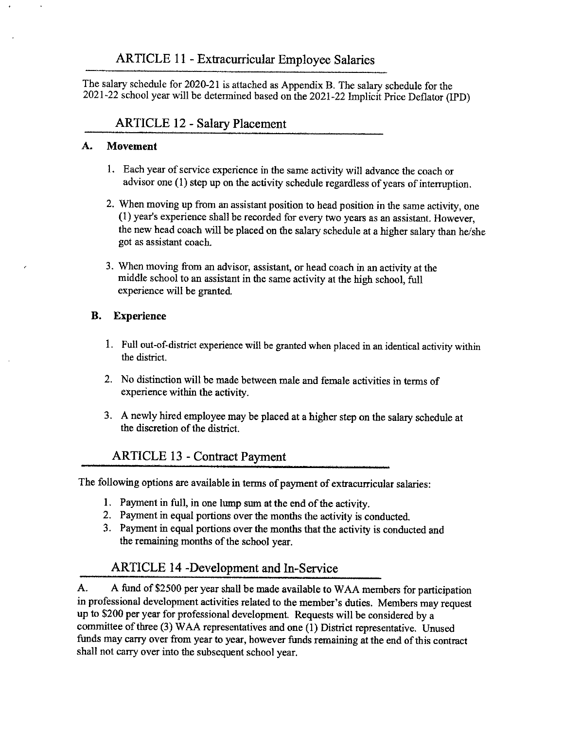## ARTICLE 11 - Extracurricular Employee Salaries

The salary schedule for 2020-21 is attached as Appendix B. The salary schedule for the 2021-22 school year will be determined based on the 2021-22 Implicit Price Deflator (IPD)

## ARTICLE 12 - Salary Placement

### A. Movement

1. Each year of service experience in the same activity will advance the coach or advisor one (1) step up on the activity schedule regardless of years of interruption.

2. When moving up from an assistant position to head position in the same activity, one (1) year's experience shall be recorded for every two years as an assistant. However, the new head coach will be placed on the salary schedule at a higher salary than he/she got as assistant coach.

3. When moving from an advisor, assistant, or head coach in an activity at the middle school to an assistant in the same activity at the high school, full experience will be granted.

### B. Experience

1. Full out-of-district experience will be granted when placed in an identical activity within the district.

2. No distinction will be made between male and female activities in terms of experience within the activity.

3. A newly hired employee may be placed at a higher step on the salary schedule at the discretion of the district.

## ARTICLE 13 - Contract Payment

The following options are available in terms of payment of extracurricular salaries:

1. Payment in full, in one lump sum at the end of the activity.
2. Payment in equal portions over the months the activity is conducted.
3. Payment in equal portions over the months that the activity is conducted and the remaining months of the school year.

## ARTICLE 14 -Development and In-Service

A. A fund of $2500 per year shall be made available to WAA members for participation in professional development activities related to the member's duties. Members may request up to $200 per year for professional development. Requests will be considered by a committee of three (3) WAA representatives and one (1) District representative. Unused funds may carry over from year to year, however funds remaining at the end of this contract shall not carry over into the subsequent school year.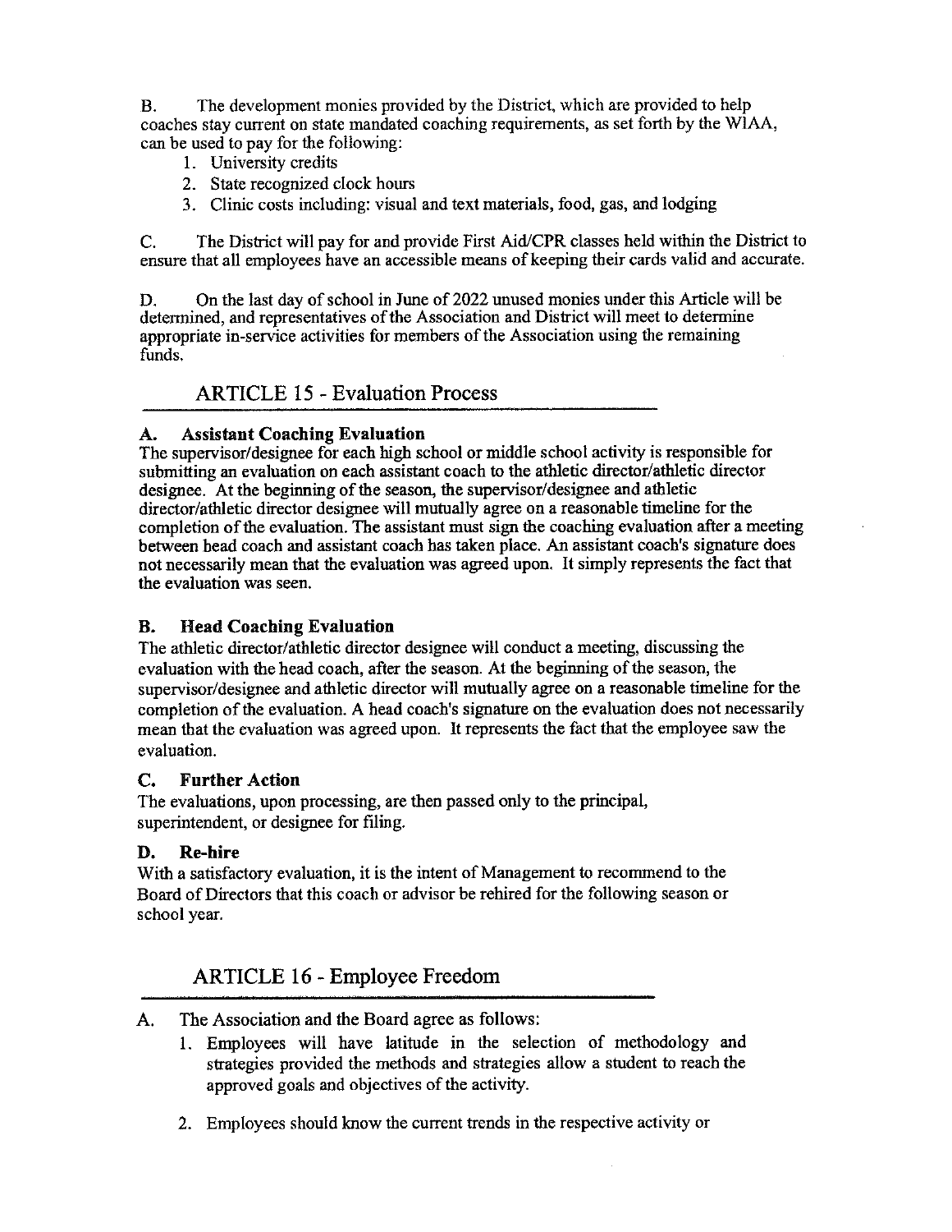B. The development monies provided by the District, which are provided to help coaches stay current on state mandated coaching requirements, as set forth by the WIAA, can be used to pay for the following:

1. University credits
2. State recognized clock hours
3. Clinic costs including: visual and text materials, food, gas, and lodging

C. The District will pay for and provide First Aid/CPR classes held within the District to ensure that all employees have an accessible means of keeping their cards valid and accurate.

D. On the last day of school in June of 2022 unused monies under this Article will be determined, and representatives of the Association and District will meet to determine appropriate in-service activities for members of the Association using the remaining funds.

## ARTICLE 15 - Evaluation Process

### A. Assistant Coaching Evaluation

The supervisor/designee for each high school or middle school activity is responsible for submitting an evaluation on each assistant coach to the athletic director/athletic director designee. At the beginning of the season, the supervisor/designee and athletic director/athletic director designee will mutually agree on a reasonable timeline for the completion of the evaluation. The assistant must sign the coaching evaluation after a meeting between head coach and assistant coach has taken place. An assistant coach's signature does not necessarily mean that the evaluation was agreed upon. It simply represents the fact that the evaluation was seen.

### B. Head Coaching Evaluation

The athletic director/athletic director designee will conduct a meeting, discussing the evaluation with the head coach, after the season. At the beginning of the season, the supervisor/designee and athletic director will mutually agree on a reasonable timeline for the completion of the evaluation. A head coach's signature on the evaluation does not necessarily mean that the evaluation was agreed upon. It represents the fact that the employee saw the evaluation.

### C. Further Action

The evaluations, upon processing, are then passed only to the principal, superintendent, or designee for filing.

### D. Re-hire

With a satisfactory evaluation, it is the intent of Management to recommend to the Board of Directors that this coach or advisor be rehired for the following season or school year.

## ARTICLE 16 - Employee Freedom

A. The Association and the Board agree as follows:

1. Employees will have latitude in the selection of methodology and strategies provided the methods and strategies allow a student to reach the approved goals and objectives of the activity.

2. Employees should know the current trends in the respective activity or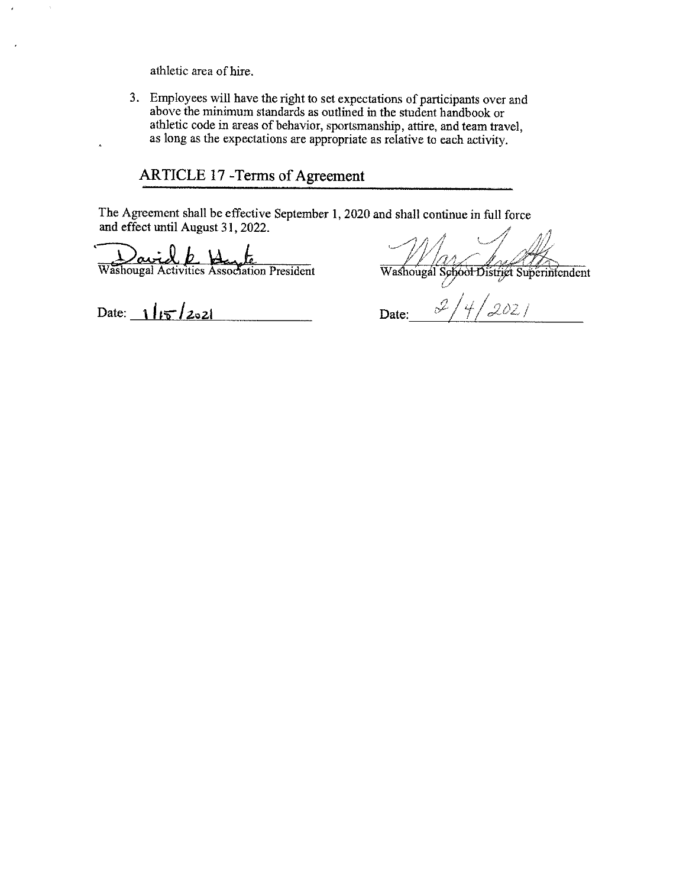athletic area of hire.

3. Employees will have the right to set expectations of participants over and above the minimum standards as outlined in the student handbook or athletic code in areas of behavior, sportsmanship, attire, and team travel, as long as the expectations are appropriate as relative to each activity.

## ARTICLE 17 -Terms of Agreement

The Agreement shall be effective September 1, 2020 and shall continue in full force and effect until August 31, 2022.

| | |
|---|---|
| David b. Harte | |
| Washougal Activities Association President | Washougal School District Superintendent |
| Date: 1/15/2021 | Date: 2/4/2021 |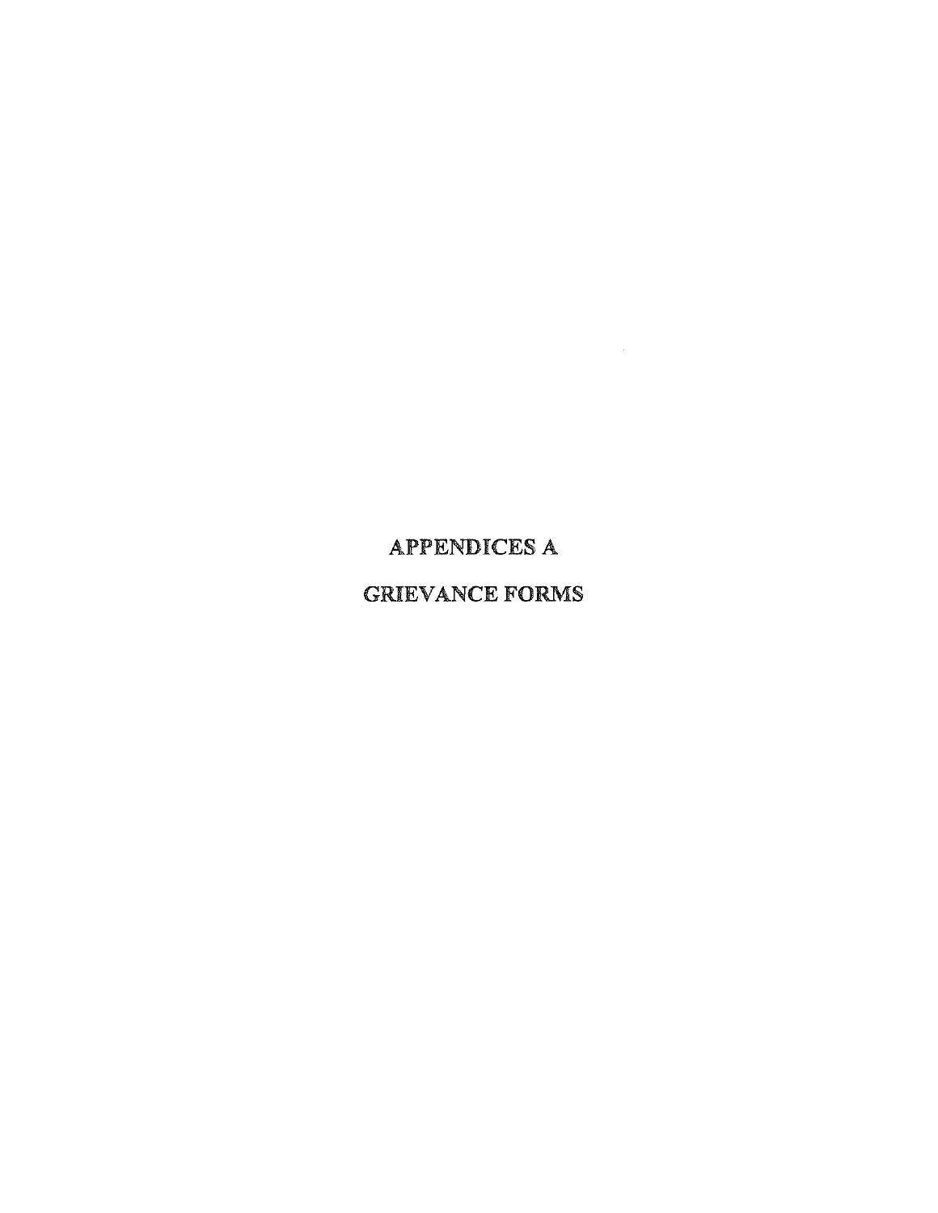# APPENDICES A

# GRIEVANCE FORMS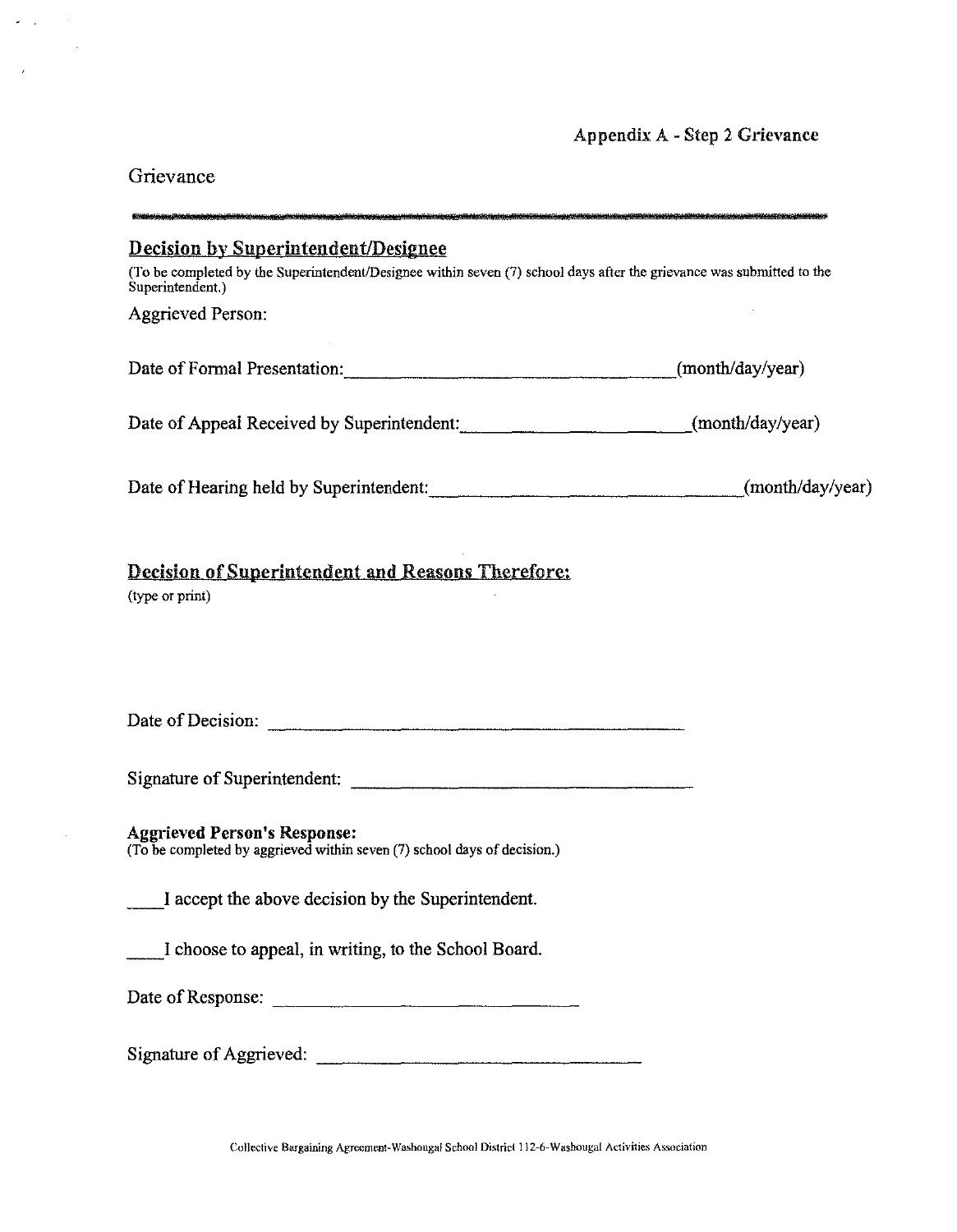Appendix A - Step 2 Grievance

Grievance

---

## Decision by Superintendent/Designee

(To be completed by the Superintendent/Designee within seven (7) school days after the grievance was submitted to the Superintendent.)

Aggrieved Person:

Date of Formal Presentation:\_\_\_\_\_\_\_\_\_\_\_\_\_\_\_\_\_\_\_\_\_\_\_\_\_\_\_\_\_\_(month/day/year)

Date of Appeal Received by Superintendent:\_\_\_\_\_\_\_\_\_\_\_\_\_\_\_\_\_\_\_\_(month/day/year)

Date of Hearing held by Superintendent:\_\_\_\_\_\_\_\_\_\_\_\_\_\_\_\_\_\_\_\_\_\_\_\_\_\_(month/day/year)

## Decision of Superintendent and Reasons Therefore:

(type or print)

Date of Decision: \_\_\_\_\_\_\_\_\_\_\_\_\_\_\_\_\_\_\_\_\_\_\_\_\_\_\_\_\_\_\_\_\_\_\_\_\_\_\_\_

Signature of Superintendent: \_\_\_\_\_\_\_\_\_\_\_\_\_\_\_\_\_\_\_\_\_\_\_\_\_\_\_\_\_\_\_\_\_\_

**Aggrieved Person's Response:**
(To be completed by aggrieved within seven (7) school days of decision.)

\_\_\_\_I accept the above decision by the Superintendent.

\_\_\_\_I choose to appeal, in writing, to the School Board.

Date of Response: \_\_\_\_\_\_\_\_\_\_\_\_\_\_\_\_\_\_\_\_\_\_\_\_\_\_\_\_\_\_

Signature of Aggrieved: \_\_\_\_\_\_\_\_\_\_\_\_\_\_\_\_\_\_\_\_\_\_\_\_\_\_\_\_\_\_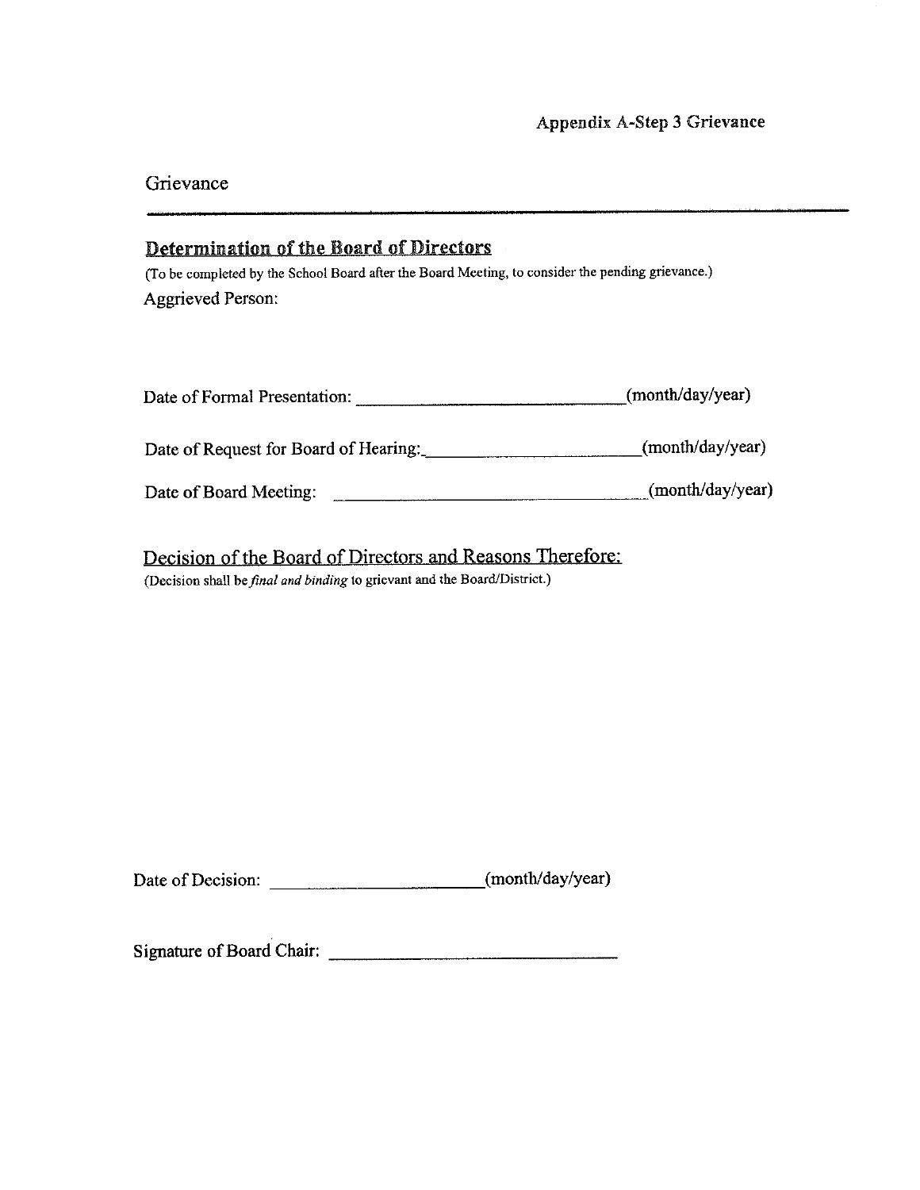Appendix A-Step 3 Grievance

Grievance

---

## Determination of the Board of Directors

(To be completed by the School Board after the Board Meeting, to consider the pending grievance.)

Aggrieved Person:

Date of Formal Presentation: ______________________________(month/day/year)

Date of Request for Board of Hearing:________________________(month/day/year)

Date of Board Meeting: __________________________________(month/day/year)

Decision of the Board of Directors and Reasons Therefore:

(Decision shall be *final and binding* to grievant and the Board/District.)

Date of Decision: ______________________(month/day/year)

Signature of Board Chair: _______________________________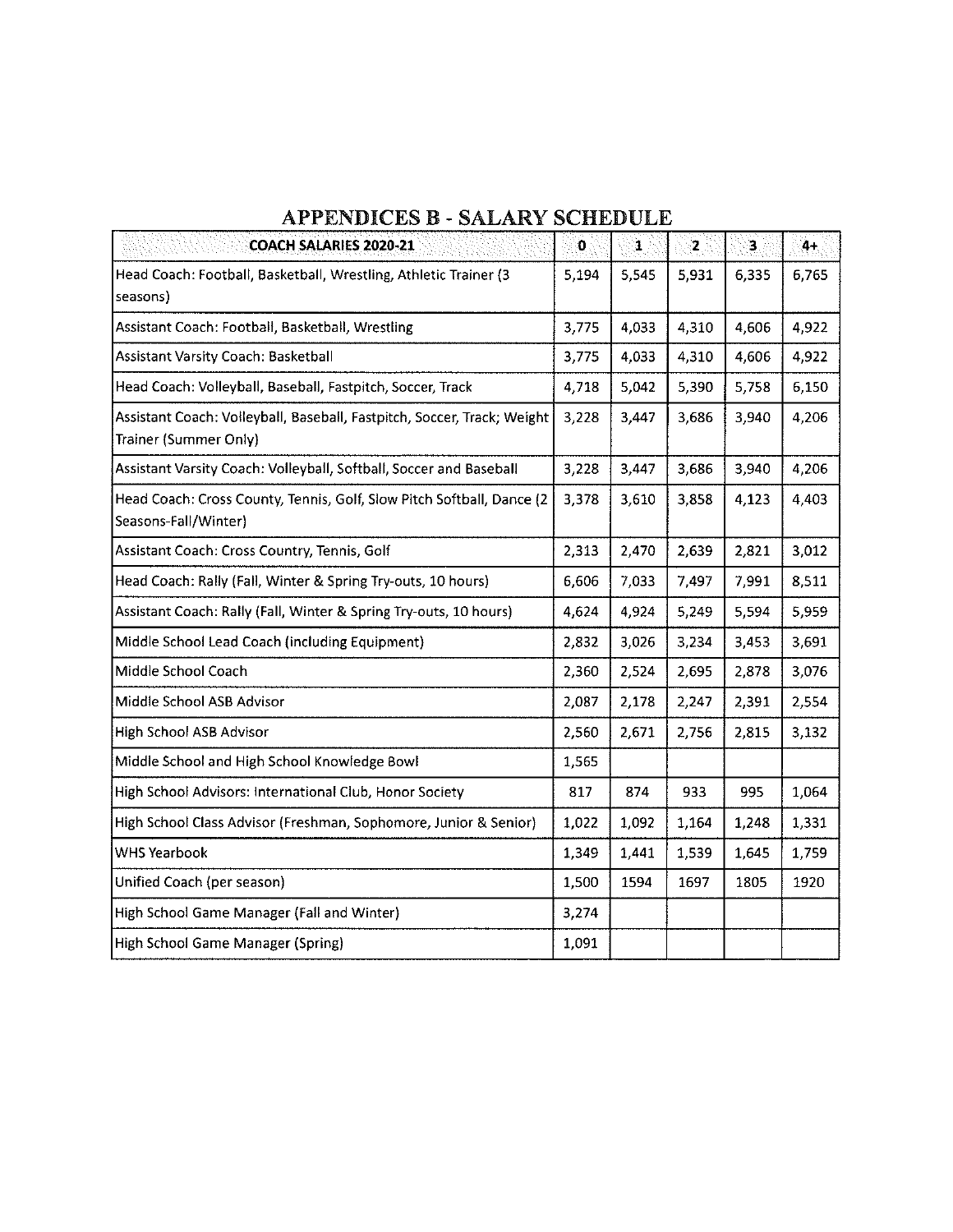# APPENDICES B - SALARY SCHEDULE

| COACH SALARIES 2020-21 | 0 | 1 | 2 | 3 | 4+ |
|---|---|---|---|---|---|
| Head Coach: Football, Basketball, Wrestling, Athletic Trainer (3 seasons) | 5,194 | 5,545 | 5,931 | 6,335 | 6,765 |
| Assistant Coach: Football, Basketball, Wrestling | 3,775 | 4,033 | 4,310 | 4,606 | 4,922 |
| Assistant Varsity Coach: Basketball | 3,775 | 4,033 | 4,310 | 4,606 | 4,922 |
| Head Coach: Volleyball, Baseball, Fastpitch, Soccer, Track | 4,718 | 5,042 | 5,390 | 5,758 | 6,150 |
| Assistant Coach: Volleyball, Baseball, Fastpitch, Soccer, Track; Weight Trainer (Summer Only) | 3,228 | 3,447 | 3,686 | 3,940 | 4,206 |
| Assistant Varsity Coach: Volleyball, Softball, Soccer and Baseball | 3,228 | 3,447 | 3,686 | 3,940 | 4,206 |
| Head Coach: Cross County, Tennis, Golf, Slow Pitch Softball, Dance (2 Seasons-Fall/Winter) | 3,378 | 3,610 | 3,858 | 4,123 | 4,403 |
| Assistant Coach: Cross Country, Tennis, Golf | 2,313 | 2,470 | 2,639 | 2,821 | 3,012 |
| Head Coach: Rally (Fall, Winter & Spring Try-outs, 10 hours) | 6,606 | 7,033 | 7,497 | 7,991 | 8,511 |
| Assistant Coach: Rally (Fall, Winter & Spring Try-outs, 10 hours) | 4,624 | 4,924 | 5,249 | 5,594 | 5,959 |
| Middle School Lead Coach (including Equipment) | 2,832 | 3,026 | 3,234 | 3,453 | 3,691 |
| Middle School Coach | 2,360 | 2,524 | 2,695 | 2,878 | 3,076 |
| Middle School ASB Advisor | 2,087 | 2,178 | 2,247 | 2,391 | 2,554 |
| High School ASB Advisor | 2,560 | 2,671 | 2,756 | 2,815 | 3,132 |
| Middle School and High School Knowledge Bowl | 1,565 | | | | |
| High School Advisors: International Club, Honor Society | 817 | 874 | 933 | 995 | 1,064 |
| High School Class Advisor (Freshman, Sophomore, Junior & Senior) | 1,022 | 1,092 | 1,164 | 1,248 | 1,331 |
| WHS Yearbook | 1,349 | 1,441 | 1,539 | 1,645 | 1,759 |
| Unified Coach (per season) | 1,500 | 1594 | 1697 | 1805 | 1920 |
| High School Game Manager (Fall and Winter) | 3,274 | | | | |
| High School Game Manager (Spring) | 1,091 | | | | |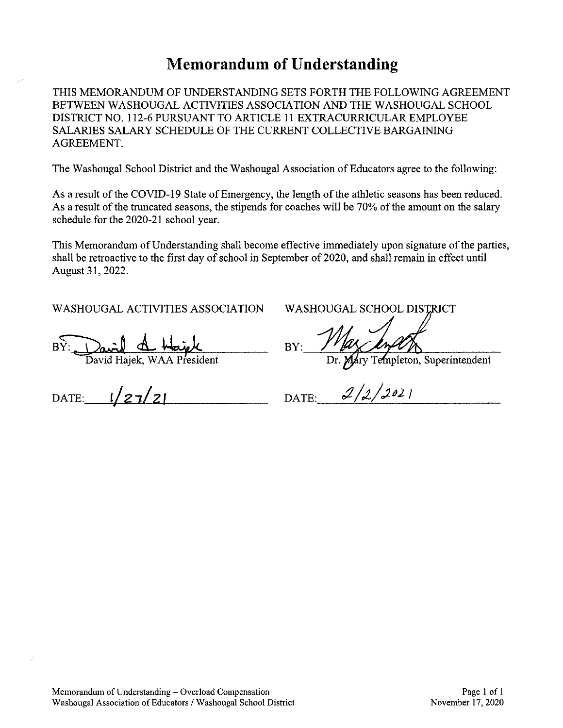# Memorandum of Understanding

THIS MEMORANDUM OF UNDERSTANDING SETS FORTH THE FOLLOWING AGREEMENT BETWEEN WASHOUGAL ACTIVITIES ASSOCIATION AND THE WASHOUGAL SCHOOL DISTRICT NO. 112-6 PURSUANT TO ARTICLE 11 EXTRACURRICULAR EMPLOYEE SALARIES SALARY SCHEDULE OF THE CURRENT COLLECTIVE BARGAINING AGREEMENT.

The Washougal School District and the Washougal Association of Educators agree to the following:

As a result of the COVID-19 State of Emergency, the length of the athletic seasons has been reduced. As a result of the truncated seasons, the stipends for coaches will be 70% of the amount on the salary schedule for the 2020-21 school year.

This Memorandum of Understanding shall become effective immediately upon signature of the parties, shall be retroactive to the first day of school in September of 2020, and shall remain in effect until August 31, 2022.

| WASHOUGAL ACTIVITIES ASSOCIATION | WASHOUGAL SCHOOL DISTRICT |
|---|---|
| BY: *David A. Hajek* | BY: *Mary Templeton* |
| David Hajek, WAA President | Dr. Mary Templeton, Superintendent |
| DATE: 1/27/21 | DATE: 2/2/2021 |

Memorandum of Understanding – Overload Compensation
Washougal Association of Educators / Washougal School District

November 17, 2020